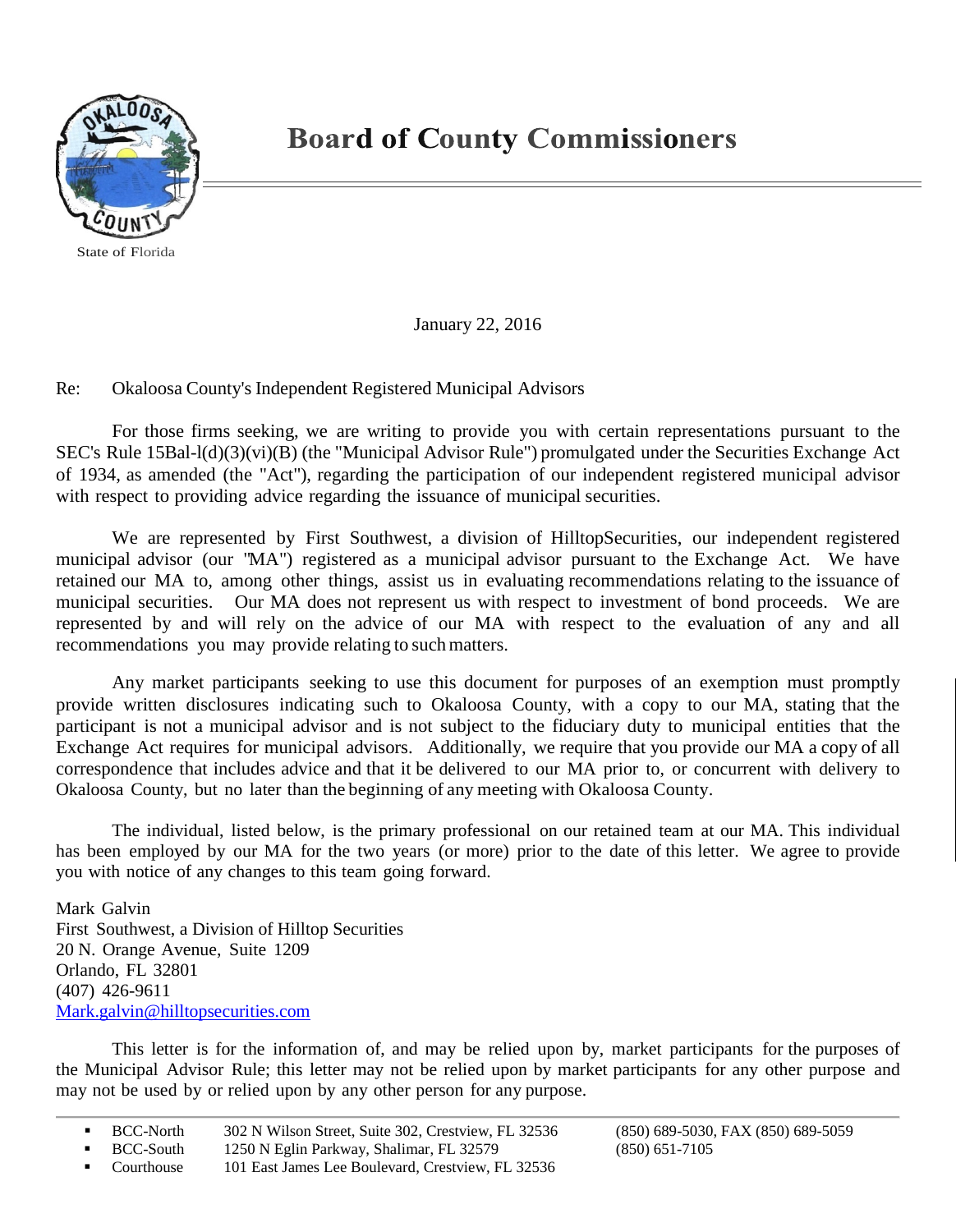# Board of County Commissioners

State of Florida

January 22, 2016

Re: Okaloosa County's Independent Registered Municipal Advisors

For those firms seeking, we are writing to provide you with certain representations pursuant to the SEC's Rule 15Bal-l(d)(3)(vi)(B) (the "Municipal Advisor Rule") promulgated under the Securities Exchange Act of 1934, as amended (the "Act"), regarding the participation of our independent registered municipal advisor with respect to providing advice regarding the issuance of municipal securities.

We are represented by First Southwest, a division of HilltopSecurities, our independent registered municipal advisor (our "MA") registered as a municipal advisor pursuant to the Exchange Act. We have retained our MA to, among other things, assist us in evaluating recommendations relating to the issuance of municipal securities. Our MA does not represent us with respect to investment of bond proceeds. We are represented by and will rely on the advice of our MA with respect to the evaluation of any and all recommendations you may provide relating to such matters.

Any market participants seeking to use this document for purposes of an exemption must promptly provide written disclosures indicating such to Okaloosa County, with a copy to our MA, stating that the participant is not a municipal advisor and is not subject to the fiduciary duty to municipal entities that the Exchange Act requires for municipal advisors. Additionally, we require that you provide our MA a copy of all correspondence that includes advice and that it be delivered to our MA prior to, or concurrent with delivery to Okaloosa County, but no later than the beginning of any meeting with Okaloosa County.

The individual, listed below, is the primary professional on our retained team at our MA. This individual has been employed by our MA for the two years (or more) prior to the date of this letter. We agree to provide you with notice of any changes to this team going forward.

Mark Galvin  
First Southwest, a Division of Hilltop Securities  
20 N. Orange Avenue, Suite 1209  
Orlando, FL 32801  
(407) 426-9611  
Mark.galvin@hilltopsecurities.com

This letter is for the information of, and may be relied upon by, market participants for the purposes of the Municipal Advisor Rule; this letter may not be relied upon by market participants for any other purpose and may not be used by or relied upon by any other person for any purpose.

- BCC-North — 302 N Wilson Street, Suite 302, Crestview, FL 32536 — (850) 689-5030, FAX (850) 689-5059
- BCC-South — 1250 N Eglin Parkway, Shalimar, FL 32579 — (850) 651-7105
- Courthouse — 101 East James Lee Boulevard, Crestview, FL 32536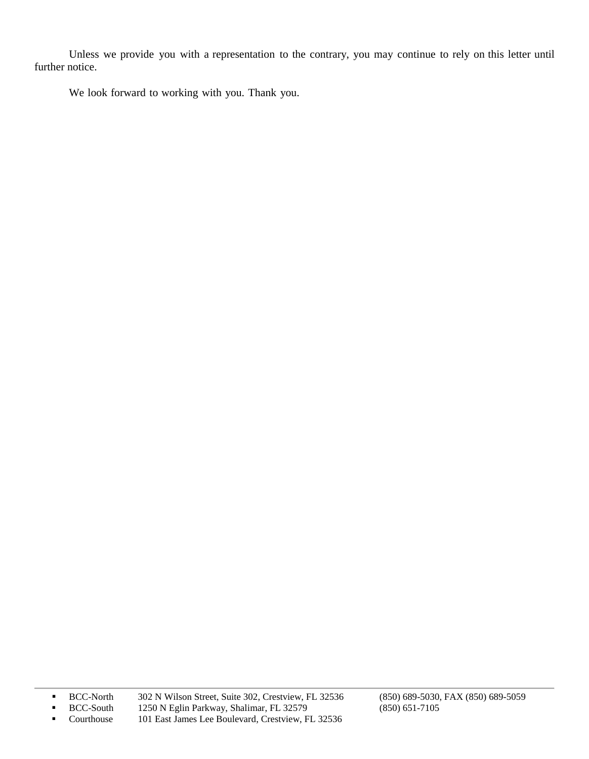Unless we provide you with a representation to the contrary, you may continue to rely on this letter until further notice.

We look forward to working with you. Thank you.

- BCC-North 302 N Wilson Street, Suite 302, Crestview, FL 32536 (850) 689-5030, FAX (850) 689-5059
- BCC-South 1250 N Eglin Parkway, Shalimar, FL 32579 (850) 651-7105
- Courthouse 101 East James Lee Boulevard, Crestview, FL 32536